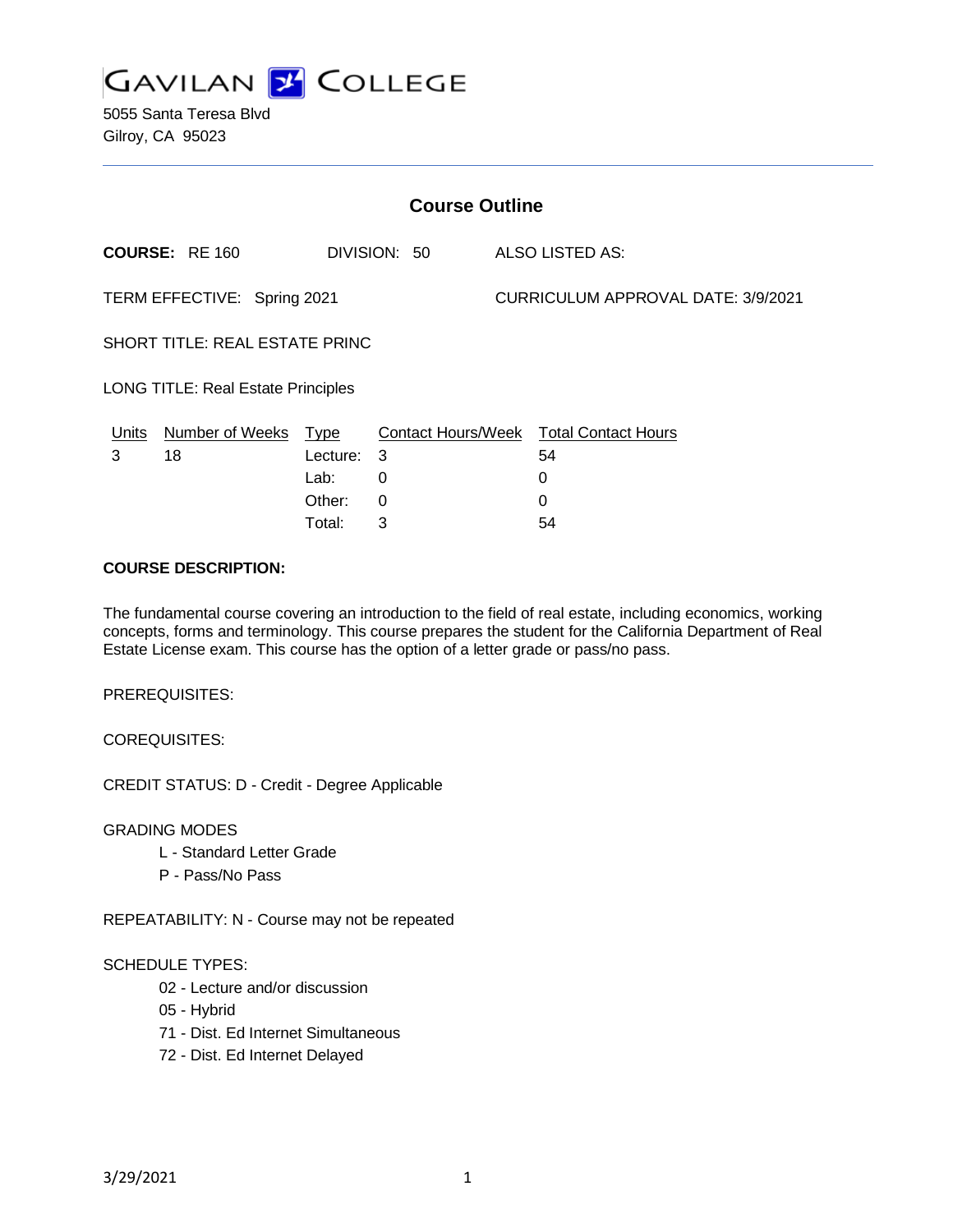# GAVILAN COLLEGE

5055 Santa Teresa Blvd
Gilroy, CA 95023

## Course Outline

**COURSE:** RE 160 DIVISION: 50 ALSO LISTED AS:

TERM EFFECTIVE: Spring 2021 CURRICULUM APPROVAL DATE: 3/9/2021

SHORT TITLE: REAL ESTATE PRINC

LONG TITLE: Real Estate Principles

| Units | Number of Weeks | Type | Contact Hours/Week | Total Contact Hours |
|---|---|---|---|---|
| 3 | 18 | Lecture: | 3 | 54 |
| | | Lab: | 0 | 0 |
| | | Other: | 0 | 0 |
| | | Total: | 3 | 54 |

**COURSE DESCRIPTION:**

The fundamental course covering an introduction to the field of real estate, including economics, working concepts, forms and terminology. This course prepares the student for the California Department of Real Estate License exam. This course has the option of a letter grade or pass/no pass.

PREREQUISITES:

COREQUISITES:

CREDIT STATUS: D - Credit - Degree Applicable

GRADING MODES

- L - Standard Letter Grade
- P - Pass/No Pass

REPEATABILITY: N - Course may not be repeated

SCHEDULE TYPES:

- 02 - Lecture and/or discussion
- 05 - Hybrid
- 71 - Dist. Ed Internet Simultaneous
- 72 - Dist. Ed Internet Delayed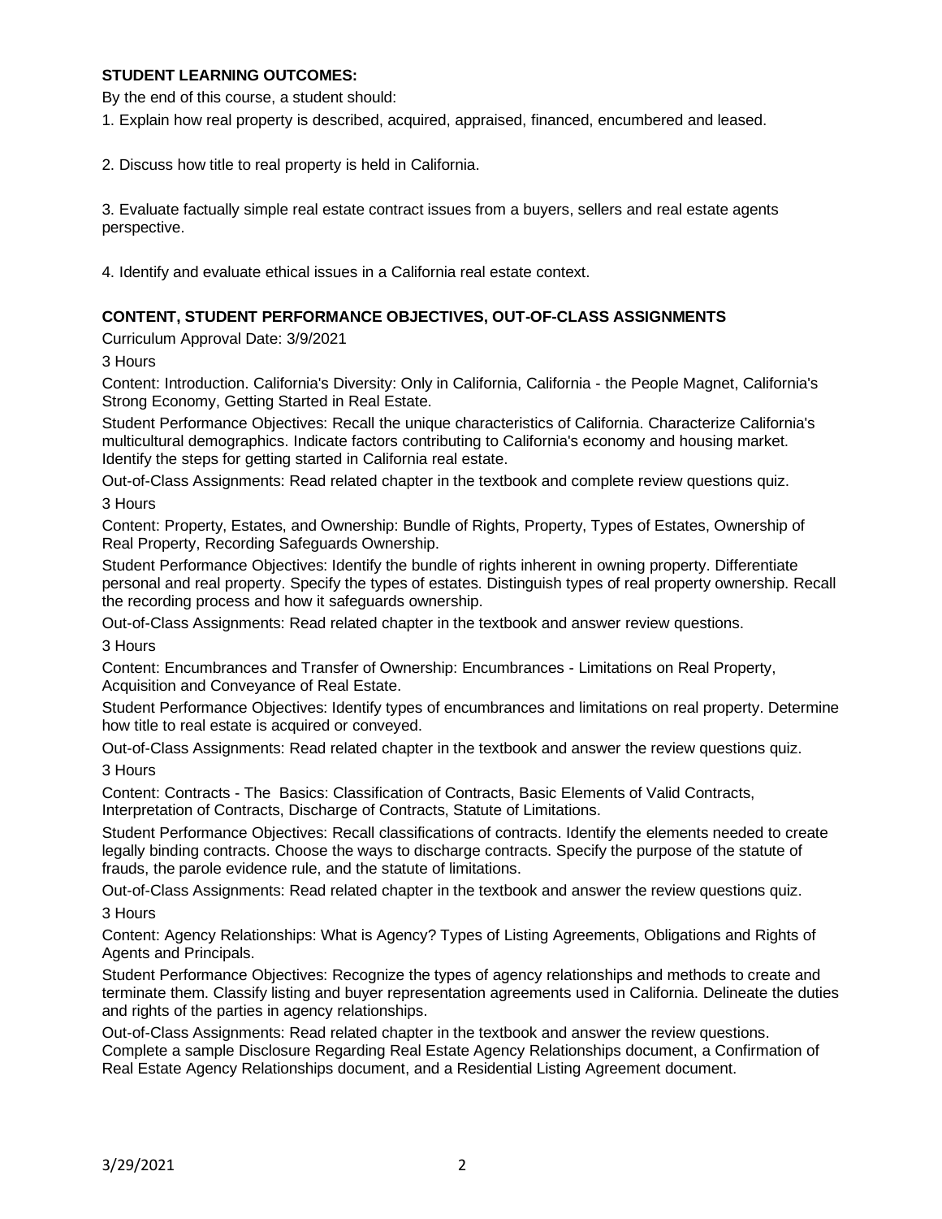**STUDENT LEARNING OUTCOMES:**

By the end of this course, a student should:

1. Explain how real property is described, acquired, appraised, financed, encumbered and leased.

2. Discuss how title to real property is held in California.

3. Evaluate factually simple real estate contract issues from a buyers, sellers and real estate agents perspective.

4. Identify and evaluate ethical issues in a California real estate context.

**CONTENT, STUDENT PERFORMANCE OBJECTIVES, OUT-OF-CLASS ASSIGNMENTS**

Curriculum Approval Date: 3/9/2021

3 Hours

Content: Introduction. California's Diversity: Only in California, California - the People Magnet, California's Strong Economy, Getting Started in Real Estate.

Student Performance Objectives: Recall the unique characteristics of California. Characterize California's multicultural demographics. Indicate factors contributing to California's economy and housing market. Identify the steps for getting started in California real estate.

Out-of-Class Assignments: Read related chapter in the textbook and complete review questions quiz.

3 Hours

Content: Property, Estates, and Ownership: Bundle of Rights, Property, Types of Estates, Ownership of Real Property, Recording Safeguards Ownership.

Student Performance Objectives: Identify the bundle of rights inherent in owning property. Differentiate personal and real property. Specify the types of estates. Distinguish types of real property ownership. Recall the recording process and how it safeguards ownership.

Out-of-Class Assignments: Read related chapter in the textbook and answer review questions.

3 Hours

Content: Encumbrances and Transfer of Ownership: Encumbrances - Limitations on Real Property, Acquisition and Conveyance of Real Estate.

Student Performance Objectives: Identify types of encumbrances and limitations on real property. Determine how title to real estate is acquired or conveyed.

Out-of-Class Assignments: Read related chapter in the textbook and answer the review questions quiz.

3 Hours

Content: Contracts - The Basics: Classification of Contracts, Basic Elements of Valid Contracts, Interpretation of Contracts, Discharge of Contracts, Statute of Limitations.

Student Performance Objectives: Recall classifications of contracts. Identify the elements needed to create legally binding contracts. Choose the ways to discharge contracts. Specify the purpose of the statute of frauds, the parole evidence rule, and the statute of limitations.

Out-of-Class Assignments: Read related chapter in the textbook and answer the review questions quiz.

3 Hours

Content: Agency Relationships: What is Agency? Types of Listing Agreements, Obligations and Rights of Agents and Principals.

Student Performance Objectives: Recognize the types of agency relationships and methods to create and terminate them. Classify listing and buyer representation agreements used in California. Delineate the duties and rights of the parties in agency relationships.

Out-of-Class Assignments: Read related chapter in the textbook and answer the review questions. Complete a sample Disclosure Regarding Real Estate Agency Relationships document, a Confirmation of Real Estate Agency Relationships document, and a Residential Listing Agreement document.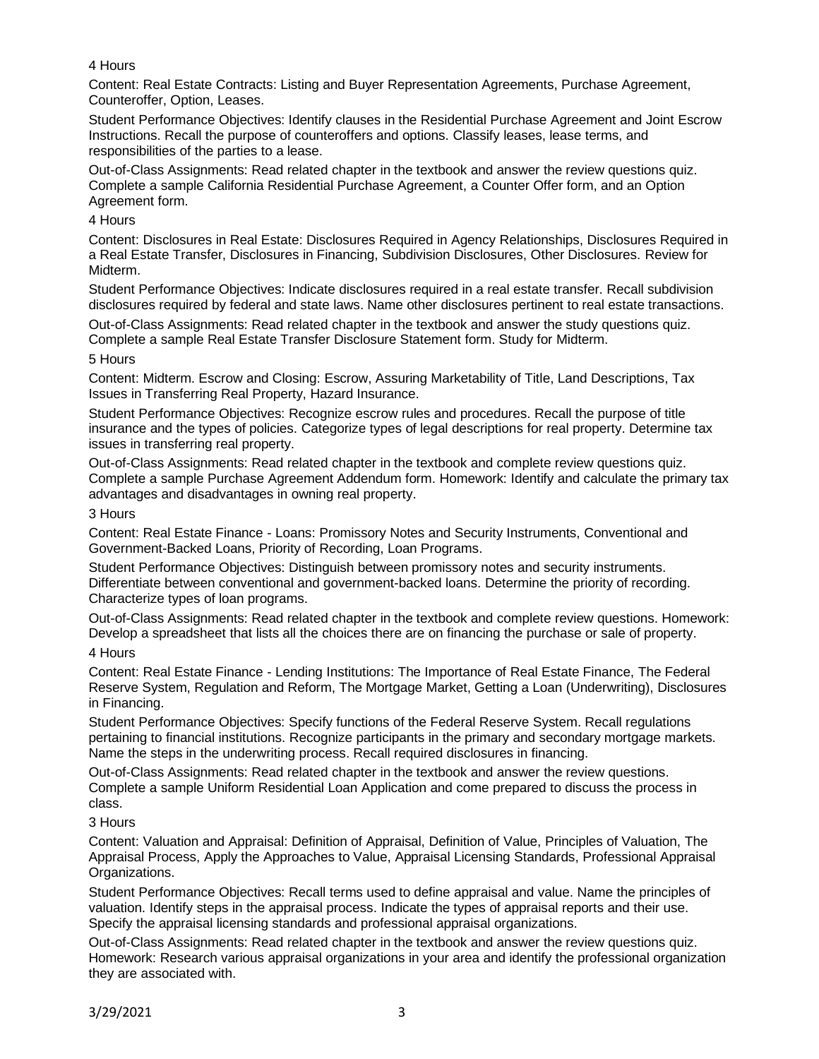4 Hours

Content: Real Estate Contracts: Listing and Buyer Representation Agreements, Purchase Agreement, Counteroffer, Option, Leases.

Student Performance Objectives: Identify clauses in the Residential Purchase Agreement and Joint Escrow Instructions. Recall the purpose of counteroffers and options. Classify leases, lease terms, and responsibilities of the parties to a lease.

Out-of-Class Assignments: Read related chapter in the textbook and answer the review questions quiz. Complete a sample California Residential Purchase Agreement, a Counter Offer form, and an Option Agreement form.

4 Hours

Content: Disclosures in Real Estate: Disclosures Required in Agency Relationships, Disclosures Required in a Real Estate Transfer, Disclosures in Financing, Subdivision Disclosures, Other Disclosures. Review for Midterm.

Student Performance Objectives: Indicate disclosures required in a real estate transfer. Recall subdivision disclosures required by federal and state laws. Name other disclosures pertinent to real estate transactions.

Out-of-Class Assignments: Read related chapter in the textbook and answer the study questions quiz. Complete a sample Real Estate Transfer Disclosure Statement form. Study for Midterm.

5 Hours

Content: Midterm. Escrow and Closing: Escrow, Assuring Marketability of Title, Land Descriptions, Tax Issues in Transferring Real Property, Hazard Insurance.

Student Performance Objectives: Recognize escrow rules and procedures. Recall the purpose of title insurance and the types of policies. Categorize types of legal descriptions for real property. Determine tax issues in transferring real property.

Out-of-Class Assignments: Read related chapter in the textbook and complete review questions quiz. Complete a sample Purchase Agreement Addendum form. Homework: Identify and calculate the primary tax advantages and disadvantages in owning real property.

3 Hours

Content: Real Estate Finance - Loans: Promissory Notes and Security Instruments, Conventional and Government-Backed Loans, Priority of Recording, Loan Programs.

Student Performance Objectives: Distinguish between promissory notes and security instruments. Differentiate between conventional and government-backed loans. Determine the priority of recording. Characterize types of loan programs.

Out-of-Class Assignments: Read related chapter in the textbook and complete review questions. Homework: Develop a spreadsheet that lists all the choices there are on financing the purchase or sale of property.

4 Hours

Content: Real Estate Finance - Lending Institutions: The Importance of Real Estate Finance, The Federal Reserve System, Regulation and Reform, The Mortgage Market, Getting a Loan (Underwriting), Disclosures in Financing.

Student Performance Objectives: Specify functions of the Federal Reserve System. Recall regulations pertaining to financial institutions. Recognize participants in the primary and secondary mortgage markets. Name the steps in the underwriting process. Recall required disclosures in financing.

Out-of-Class Assignments: Read related chapter in the textbook and answer the review questions. Complete a sample Uniform Residential Loan Application and come prepared to discuss the process in class.

3 Hours

Content: Valuation and Appraisal: Definition of Appraisal, Definition of Value, Principles of Valuation, The Appraisal Process, Apply the Approaches to Value, Appraisal Licensing Standards, Professional Appraisal Organizations.

Student Performance Objectives: Recall terms used to define appraisal and value. Name the principles of valuation. Identify steps in the appraisal process. Indicate the types of appraisal reports and their use. Specify the appraisal licensing standards and professional appraisal organizations.

Out-of-Class Assignments: Read related chapter in the textbook and answer the review questions quiz. Homework: Research various appraisal organizations in your area and identify the professional organization they are associated with.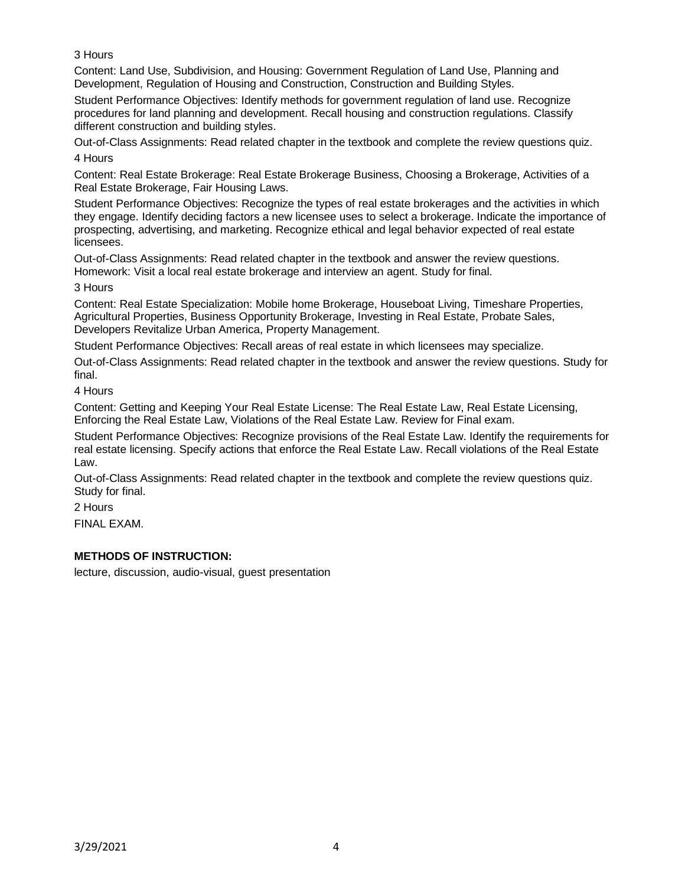3 Hours

Content: Land Use, Subdivision, and Housing: Government Regulation of Land Use, Planning and Development, Regulation of Housing and Construction, Construction and Building Styles.

Student Performance Objectives: Identify methods for government regulation of land use. Recognize procedures for land planning and development. Recall housing and construction regulations. Classify different construction and building styles.

Out-of-Class Assignments: Read related chapter in the textbook and complete the review questions quiz.

4 Hours

Content: Real Estate Brokerage: Real Estate Brokerage Business, Choosing a Brokerage, Activities of a Real Estate Brokerage, Fair Housing Laws.

Student Performance Objectives: Recognize the types of real estate brokerages and the activities in which they engage. Identify deciding factors a new licensee uses to select a brokerage. Indicate the importance of prospecting, advertising, and marketing. Recognize ethical and legal behavior expected of real estate licensees.

Out-of-Class Assignments: Read related chapter in the textbook and answer the review questions. Homework: Visit a local real estate brokerage and interview an agent. Study for final.

3 Hours

Content: Real Estate Specialization: Mobile home Brokerage, Houseboat Living, Timeshare Properties, Agricultural Properties, Business Opportunity Brokerage, Investing in Real Estate, Probate Sales, Developers Revitalize Urban America, Property Management.

Student Performance Objectives: Recall areas of real estate in which licensees may specialize.

Out-of-Class Assignments: Read related chapter in the textbook and answer the review questions. Study for final.

4 Hours

Content: Getting and Keeping Your Real Estate License: The Real Estate Law, Real Estate Licensing, Enforcing the Real Estate Law, Violations of the Real Estate Law. Review for Final exam.

Student Performance Objectives: Recognize provisions of the Real Estate Law. Identify the requirements for real estate licensing. Specify actions that enforce the Real Estate Law. Recall violations of the Real Estate Law.

Out-of-Class Assignments: Read related chapter in the textbook and complete the review questions quiz. Study for final.

2 Hours

FINAL EXAM.

**METHODS OF INSTRUCTION:**

lecture, discussion, audio-visual, guest presentation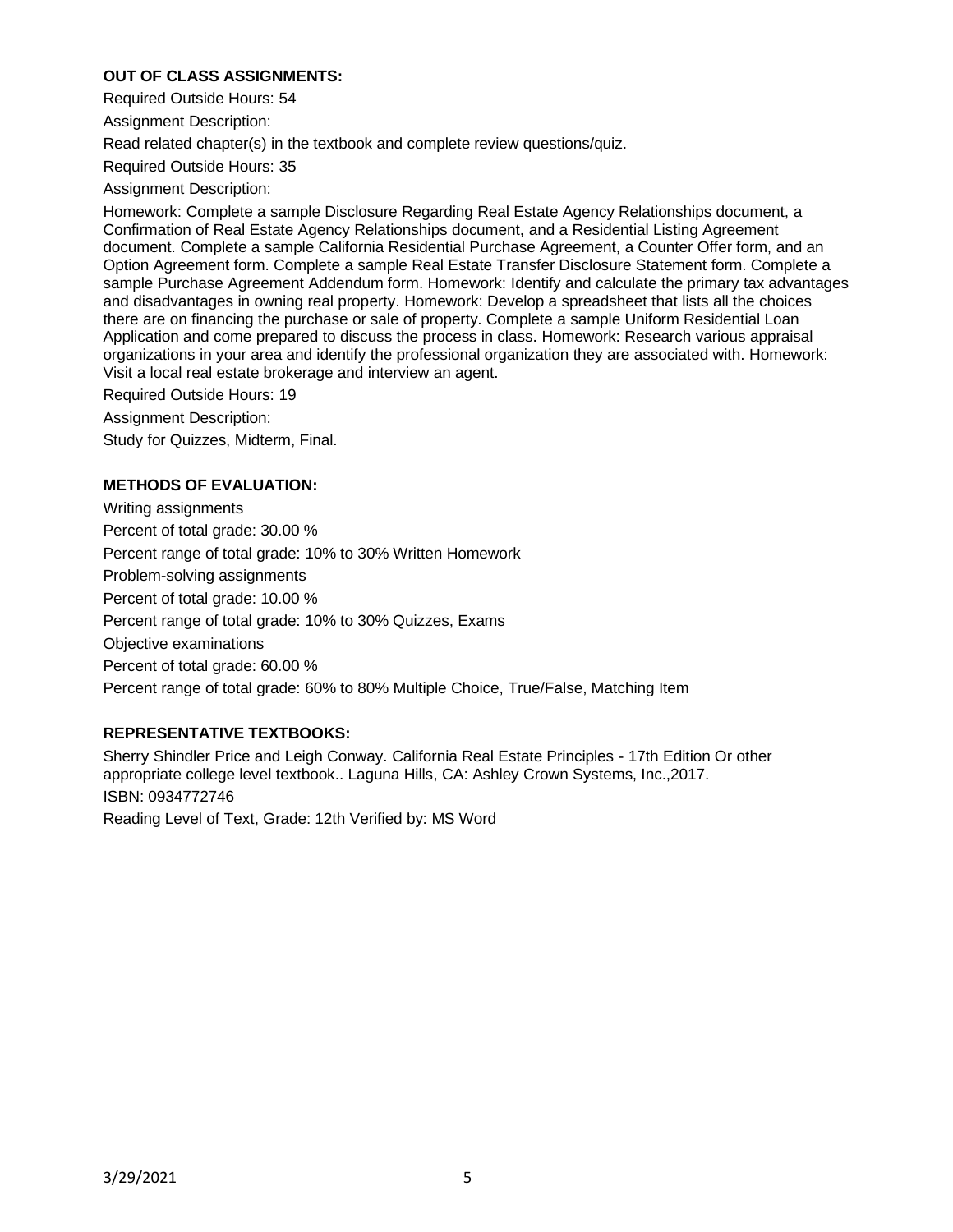**OUT OF CLASS ASSIGNMENTS:**

Required Outside Hours: 54

Assignment Description:

Read related chapter(s) in the textbook and complete review questions/quiz.

Required Outside Hours: 35

Assignment Description:

Homework: Complete a sample Disclosure Regarding Real Estate Agency Relationships document, a Confirmation of Real Estate Agency Relationships document, and a Residential Listing Agreement document. Complete a sample California Residential Purchase Agreement, a Counter Offer form, and an Option Agreement form. Complete a sample Real Estate Transfer Disclosure Statement form. Complete a sample Purchase Agreement Addendum form. Homework: Identify and calculate the primary tax advantages and disadvantages in owning real property. Homework: Develop a spreadsheet that lists all the choices there are on financing the purchase or sale of property. Complete a sample Uniform Residential Loan Application and come prepared to discuss the process in class. Homework: Research various appraisal organizations in your area and identify the professional organization they are associated with. Homework: Visit a local real estate brokerage and interview an agent.

Required Outside Hours: 19

Assignment Description:

Study for Quizzes, Midterm, Final.

**METHODS OF EVALUATION:**

Writing assignments

Percent of total grade: 30.00 %

Percent range of total grade: 10% to 30% Written Homework

Problem-solving assignments

Percent of total grade: 10.00 %

Percent range of total grade: 10% to 30% Quizzes, Exams

Objective examinations

Percent of total grade: 60.00 %

Percent range of total grade: 60% to 80% Multiple Choice, True/False, Matching Item

**REPRESENTATIVE TEXTBOOKS:**

Sherry Shindler Price and Leigh Conway. California Real Estate Principles - 17th Edition Or other appropriate college level textbook.. Laguna Hills, CA: Ashley Crown Systems, Inc.,2017.

ISBN: 0934772746

Reading Level of Text, Grade: 12th Verified by: MS Word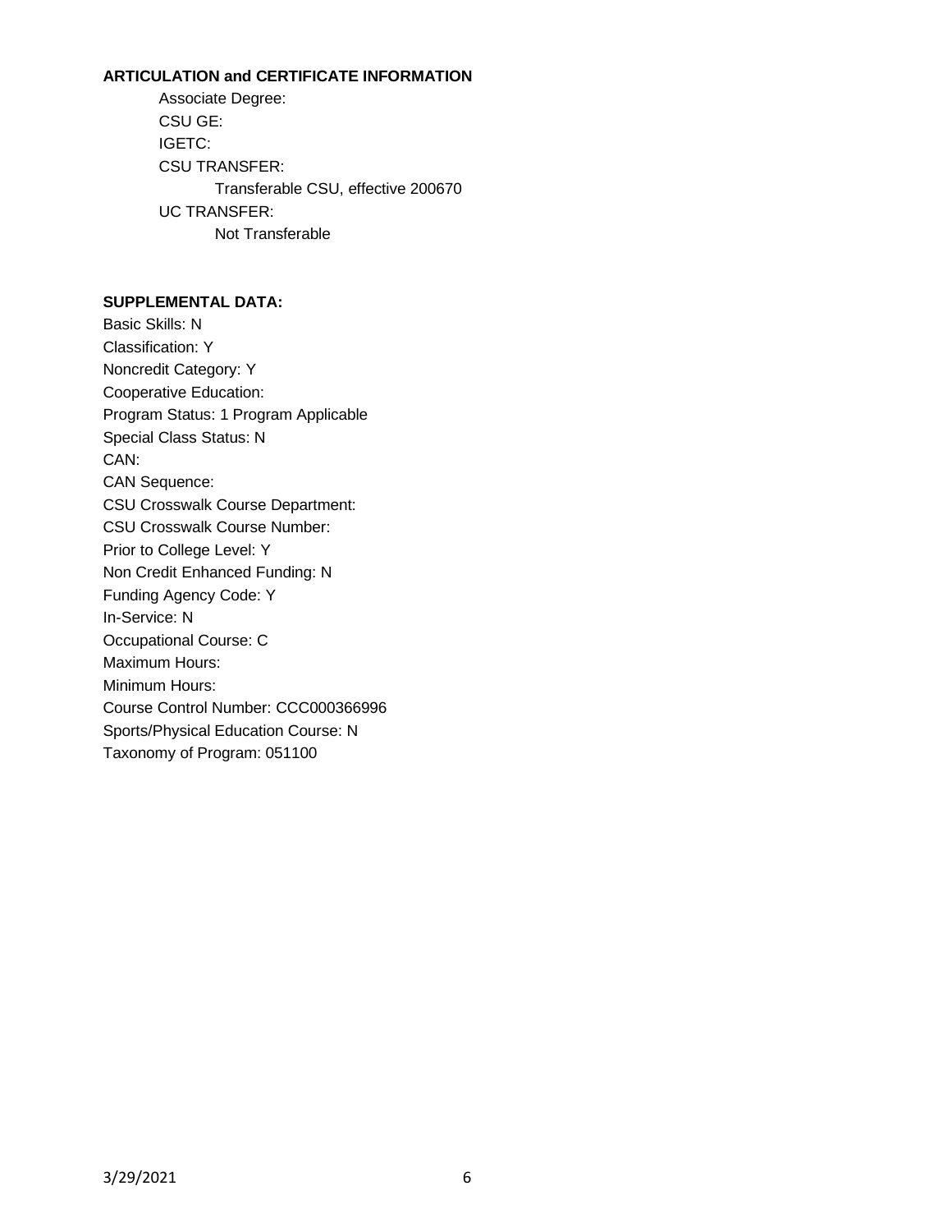**ARTICULATION and CERTIFICATE INFORMATION**

Associate Degree:

CSU GE:

IGETC:

CSU TRANSFER:

Transferable CSU, effective 200670

UC TRANSFER:

Not Transferable

**SUPPLEMENTAL DATA:**

Basic Skills: N

Classification: Y

Noncredit Category: Y

Cooperative Education:

Program Status: 1 Program Applicable

Special Class Status: N

CAN:

CAN Sequence:

CSU Crosswalk Course Department:

CSU Crosswalk Course Number:

Prior to College Level: Y

Non Credit Enhanced Funding: N

Funding Agency Code: Y

In-Service: N

Occupational Course: C

Maximum Hours:

Minimum Hours:

Course Control Number: CCC000366996

Sports/Physical Education Course: N

Taxonomy of Program: 051100